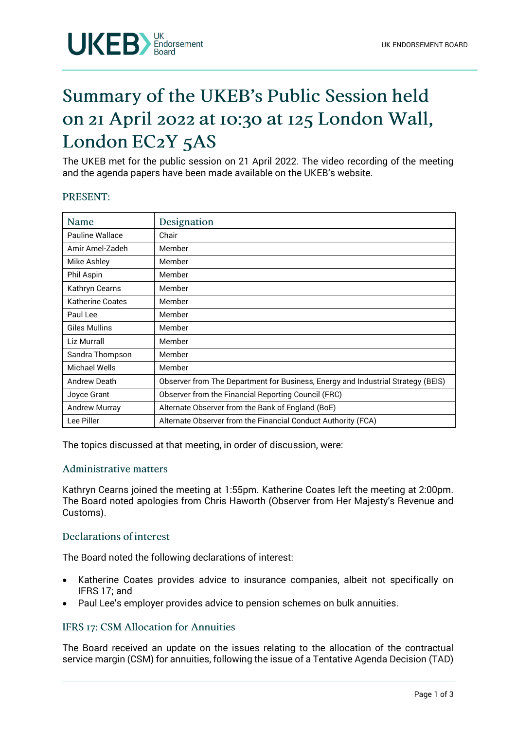# Summary of the UKEB's Public Session held on 21 April 2022 at 10:30 at 125 London Wall, London EC2Y 5AS

The UKEB met for the public session on 21 April 2022. The video recording of the meeting and the agenda papers have been made available on the UKEB's website.

## PRESENT:

| Name | Designation |
|---|---|
| Pauline Wallace | Chair |
| Amir Amel-Zadeh | Member |
| Mike Ashley | Member |
| Phil Aspin | Member |
| Kathryn Cearns | Member |
| Katherine Coates | Member |
| Paul Lee | Member |
| Giles Mullins | Member |
| Liz Murrall | Member |
| Sandra Thompson | Member |
| Michael Wells | Member |
| Andrew Death | Observer from The Department for Business, Energy and Industrial Strategy (BEIS) |
| Joyce Grant | Observer from the Financial Reporting Council (FRC) |
| Andrew Murray | Alternate Observer from the Bank of England (BoE) |
| Lee Piller | Alternate Observer from the Financial Conduct Authority (FCA) |

The topics discussed at that meeting, in order of discussion, were:

### Administrative matters

Kathryn Cearns joined the meeting at 1:55pm. Katherine Coates left the meeting at 2:00pm. The Board noted apologies from Chris Haworth (Observer from Her Majesty's Revenue and Customs).

### Declarations of interest

The Board noted the following declarations of interest:

- Katherine Coates provides advice to insurance companies, albeit not specifically on IFRS 17; and
- Paul Lee's employer provides advice to pension schemes on bulk annuities.

### IFRS 17: CSM Allocation for Annuities

The Board received an update on the issues relating to the allocation of the contractual service margin (CSM) for annuities, following the issue of a Tentative Agenda Decision (TAD)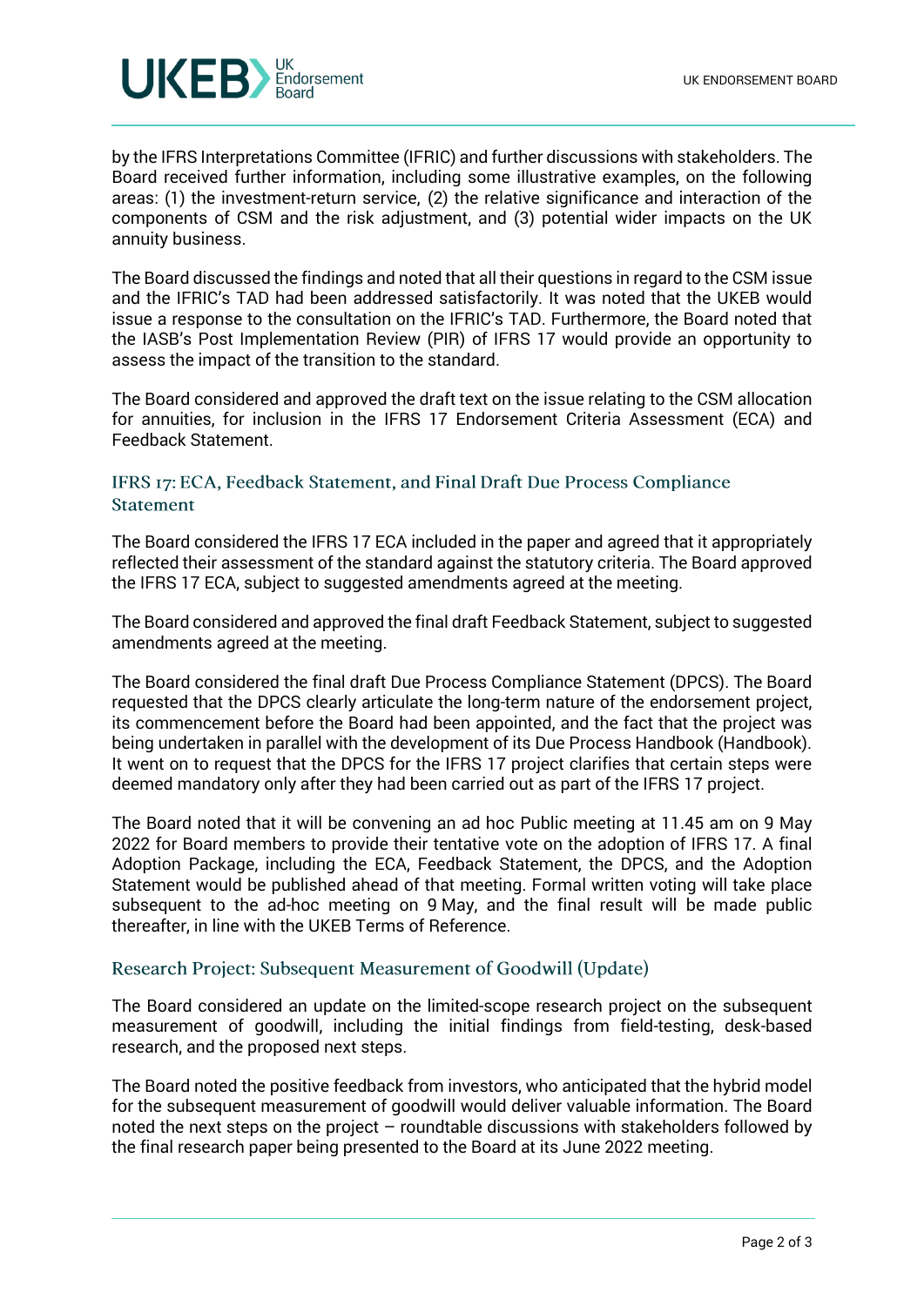by the IFRS Interpretations Committee (IFRIC) and further discussions with stakeholders. The Board received further information, including some illustrative examples, on the following areas: (1) the investment-return service, (2) the relative significance and interaction of the components of CSM and the risk adjustment, and (3) potential wider impacts on the UK annuity business.

The Board discussed the findings and noted that all their questions in regard to the CSM issue and the IFRIC's TAD had been addressed satisfactorily. It was noted that the UKEB would issue a response to the consultation on the IFRIC's TAD. Furthermore, the Board noted that the IASB's Post Implementation Review (PIR) of IFRS 17 would provide an opportunity to assess the impact of the transition to the standard.

The Board considered and approved the draft text on the issue relating to the CSM allocation for annuities, for inclusion in the IFRS 17 Endorsement Criteria Assessment (ECA) and Feedback Statement.

## IFRS 17: ECA, Feedback Statement, and Final Draft Due Process Compliance Statement

The Board considered the IFRS 17 ECA included in the paper and agreed that it appropriately reflected their assessment of the standard against the statutory criteria. The Board approved the IFRS 17 ECA, subject to suggested amendments agreed at the meeting.

The Board considered and approved the final draft Feedback Statement, subject to suggested amendments agreed at the meeting.

The Board considered the final draft Due Process Compliance Statement (DPCS). The Board requested that the DPCS clearly articulate the long-term nature of the endorsement project, its commencement before the Board had been appointed, and the fact that the project was being undertaken in parallel with the development of its Due Process Handbook (Handbook). It went on to request that the DPCS for the IFRS 17 project clarifies that certain steps were deemed mandatory only after they had been carried out as part of the IFRS 17 project.

The Board noted that it will be convening an ad hoc Public meeting at 11.45 am on 9 May 2022 for Board members to provide their tentative vote on the adoption of IFRS 17. A final Adoption Package, including the ECA, Feedback Statement, the DPCS, and the Adoption Statement would be published ahead of that meeting. Formal written voting will take place subsequent to the ad-hoc meeting on 9 May, and the final result will be made public thereafter, in line with the UKEB Terms of Reference.

## Research Project: Subsequent Measurement of Goodwill (Update)

The Board considered an update on the limited-scope research project on the subsequent measurement of goodwill, including the initial findings from field-testing, desk-based research, and the proposed next steps.

The Board noted the positive feedback from investors, who anticipated that the hybrid model for the subsequent measurement of goodwill would deliver valuable information. The Board noted the next steps on the project – roundtable discussions with stakeholders followed by the final research paper being presented to the Board at its June 2022 meeting.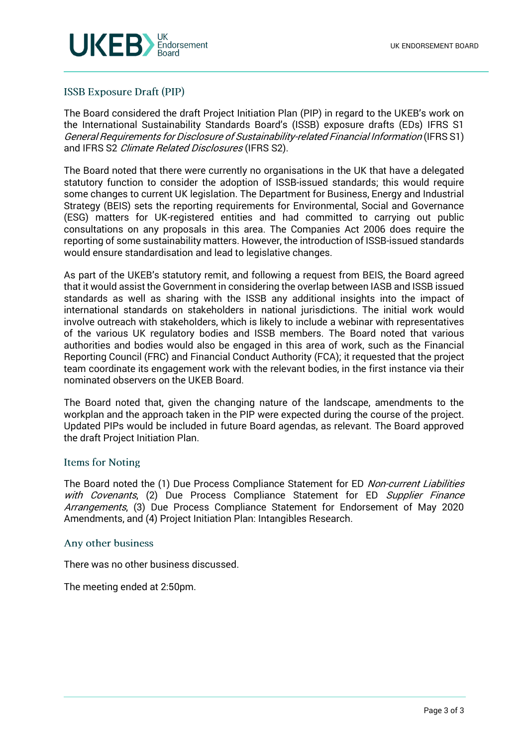## ISSB Exposure Draft (PIP)

The Board considered the draft Project Initiation Plan (PIP) in regard to the UKEB's work on the International Sustainability Standards Board's (ISSB) exposure drafts (EDs) IFRS S1 *General Requirements for Disclosure of Sustainability-related Financial Information* (IFRS S1) and IFRS S2 *Climate Related Disclosures* (IFRS S2).

The Board noted that there were currently no organisations in the UK that have a delegated statutory function to consider the adoption of ISSB-issued standards; this would require some changes to current UK legislation. The Department for Business, Energy and Industrial Strategy (BEIS) sets the reporting requirements for Environmental, Social and Governance (ESG) matters for UK-registered entities and had committed to carrying out public consultations on any proposals in this area. The Companies Act 2006 does require the reporting of some sustainability matters. However, the introduction of ISSB-issued standards would ensure standardisation and lead to legislative changes.

As part of the UKEB's statutory remit, and following a request from BEIS, the Board agreed that it would assist the Government in considering the overlap between IASB and ISSB issued standards as well as sharing with the ISSB any additional insights into the impact of international standards on stakeholders in national jurisdictions. The initial work would involve outreach with stakeholders, which is likely to include a webinar with representatives of the various UK regulatory bodies and ISSB members. The Board noted that various authorities and bodies would also be engaged in this area of work, such as the Financial Reporting Council (FRC) and Financial Conduct Authority (FCA); it requested that the project team coordinate its engagement work with the relevant bodies, in the first instance via their nominated observers on the UKEB Board.

The Board noted that, given the changing nature of the landscape, amendments to the workplan and the approach taken in the PIP were expected during the course of the project. Updated PIPs would be included in future Board agendas, as relevant. The Board approved the draft Project Initiation Plan.

## Items for Noting

The Board noted the (1) Due Process Compliance Statement for ED *Non-current Liabilities with Covenants*, (2) Due Process Compliance Statement for ED *Supplier Finance Arrangements*, (3) Due Process Compliance Statement for Endorsement of May 2020 Amendments, and (4) Project Initiation Plan: Intangibles Research.

## Any other business

There was no other business discussed.

The meeting ended at 2:50pm.